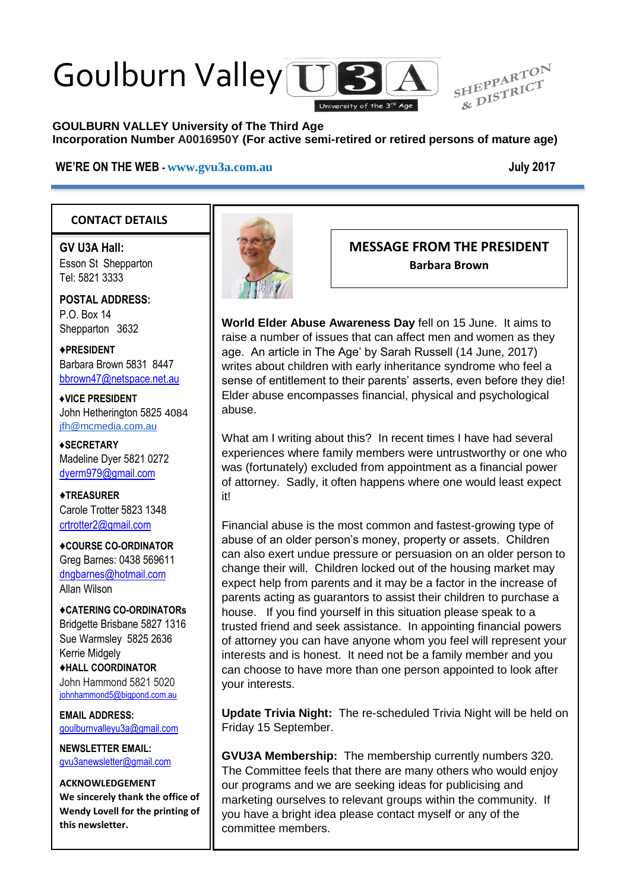# Goulburn Valley U3A

University of the 3rd Age

SHEPPARTON & DISTRICT

**GOULBURN VALLEY University of The Third Age**
**Incorporation Number A0016950Y (For active semi-retired or retired persons of mature age)**

**WE'RE ON THE WEB - www.gvu3a.com.au** **July 2017**

---

## CONTACT DETAILS

**GV U3A Hall:**
Esson St Shepparton
Tel: 5821 3333

**POSTAL ADDRESS:**
P.O. Box 14
Shepparton 3632

**♦PRESIDENT**
Barbara Brown 5831 8447
bbrown47@netspace.net.au

**♦VICE PRESIDENT**
John Hetherington 5825 4084
jfh@mcmedia.com.au

**♦SECRETARY**
Madeline Dyer 5821 0272
dyerm979@gmail.com

**♦TREASURER**
Carole Trotter 5823 1348
crtrotter2@gmail.com

**♦COURSE CO-ORDINATOR**
Greg Barnes: 0438 569611
dngbarnes@hotmail.com
Allan Wilson

**♦CATERING CO-ORDINATORs**
Bridgette Brisbane 5827 1316
Sue Warmsley 5825 2636
Kerrie Midgely

**♦HALL COORDINATOR**
John Hammond 5821 5020
johnhammond5@bigpond.com.au

**EMAIL ADDRESS:**
goulburnvalleyu3a@gmail.com

**NEWSLETTER EMAIL:**
gvu3anewsletter@gmail.com

**ACKNOWLEDGEMENT**
**We sincerely thank the office of Wendy Lovell for the printing of this newsletter.**

---

## MESSAGE FROM THE PRESIDENT

**Barbara Brown**

**World Elder Abuse Awareness Day** fell on 15 June. It aims to raise a number of issues that can affect men and women as they age. An article in The Age' by Sarah Russell (14 June, 2017) writes about children with early inheritance syndrome who feel a sense of entitlement to their parents' asserts, even before they die! Elder abuse encompasses financial, physical and psychological abuse.

What am I writing about this? In recent times I have had several experiences where family members were untrustworthy or one who was (fortunately) excluded from appointment as a financial power of attorney. Sadly, it often happens where one would least expect it!

Financial abuse is the most common and fastest-growing type of abuse of an older person's money, property or assets. Children can also exert undue pressure or persuasion on an older person to change their will. Children locked out of the housing market may expect help from parents and it may be a factor in the increase of parents acting as guarantors to assist their children to purchase a house. If you find yourself in this situation please speak to a trusted friend and seek assistance. In appointing financial powers of attorney you can have anyone whom you feel will represent your interests and is honest. It need not be a family member and you can choose to have more than one person appointed to look after your interests.

**Update Trivia Night:** The re-scheduled Trivia Night will be held on Friday 15 September.

**GVU3A Membership:** The membership currently numbers 320. The Committee feels that there are many others who would enjoy our programs and we are seeking ideas for publicising and marketing ourselves to relevant groups within the community. If you have a bright idea please contact myself or any of the committee members.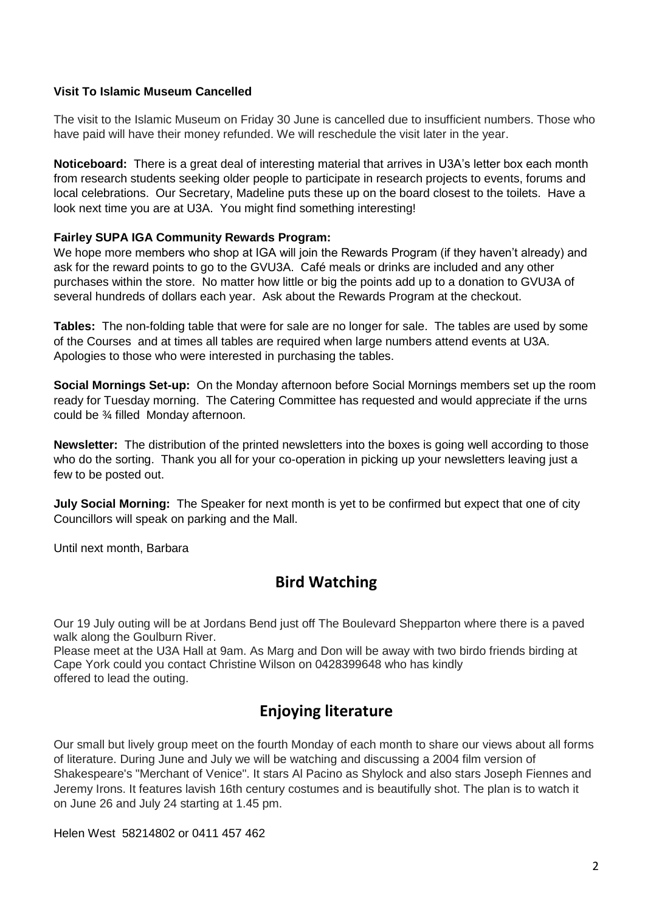**Visit To Islamic Museum Cancelled**

The visit to the Islamic Museum on Friday 30 June is cancelled due to insufficient numbers. Those who have paid will have their money refunded. We will reschedule the visit later in the year.

**Noticeboard:** There is a great deal of interesting material that arrives in U3A's letter box each month from research students seeking older people to participate in research projects to events, forums and local celebrations. Our Secretary, Madeline puts these up on the board closest to the toilets. Have a look next time you are at U3A. You might find something interesting!

**Fairley SUPA IGA Community Rewards Program:**
We hope more members who shop at IGA will join the Rewards Program (if they haven't already) and ask for the reward points to go to the GVU3A. Café meals or drinks are included and any other purchases within the store. No matter how little or big the points add up to a donation to GVU3A of several hundreds of dollars each year. Ask about the Rewards Program at the checkout.

**Tables:** The non-folding table that were for sale are no longer for sale. The tables are used by some of the Courses and at times all tables are required when large numbers attend events at U3A. Apologies to those who were interested in purchasing the tables.

**Social Mornings Set-up:** On the Monday afternoon before Social Mornings members set up the room ready for Tuesday morning. The Catering Committee has requested and would appreciate if the urns could be ¾ filled Monday afternoon.

**Newsletter:** The distribution of the printed newsletters into the boxes is going well according to those who do the sorting. Thank you all for your co-operation in picking up your newsletters leaving just a few to be posted out.

**July Social Morning:** The Speaker for next month is yet to be confirmed but expect that one of city Councillors will speak on parking and the Mall.

Until next month, Barbara

## Bird Watching

Our 19 July outing will be at Jordans Bend just off The Boulevard Shepparton where there is a paved walk along the Goulburn River.
Please meet at the U3A Hall at 9am. As Marg and Don will be away with two birdo friends birding at Cape York could you contact Christine Wilson on 0428399648 who has kindly offered to lead the outing.

## Enjoying literature

Our small but lively group meet on the fourth Monday of each month to share our views about all forms of literature. During June and July we will be watching and discussing a 2004 film version of Shakespeare's "Merchant of Venice". It stars Al Pacino as Shylock and also stars Joseph Fiennes and Jeremy Irons. It features lavish 16th century costumes and is beautifully shot. The plan is to watch it on June 26 and July 24 starting at 1.45 pm.

Helen West 58214802 or 0411 457 462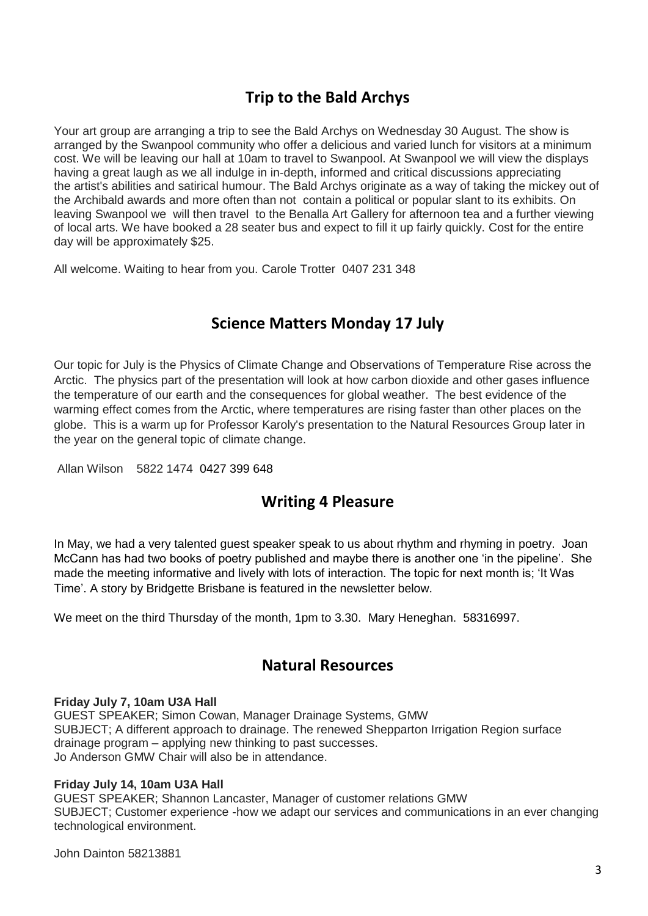## Trip to the Bald Archys

Your art group are arranging a trip to see the Bald Archys on Wednesday 30 August. The show is arranged by the Swanpool community who offer a delicious and varied lunch for visitors at a minimum cost. We will be leaving our hall at 10am to travel to Swanpool. At Swanpool we will view the displays having a great laugh as we all indulge in in-depth, informed and critical discussions appreciating the artist's abilities and satirical humour. The Bald Archys originate as a way of taking the mickey out of the Archibald awards and more often than not contain a political or popular slant to its exhibits. On leaving Swanpool we will then travel to the Benalla Art Gallery for afternoon tea and a further viewing of local arts. We have booked a 28 seater bus and expect to fill it up fairly quickly. Cost for the entire day will be approximately $25.

All welcome. Waiting to hear from you. Carole Trotter 0407 231 348

## Science Matters Monday 17 July

Our topic for July is the Physics of Climate Change and Observations of Temperature Rise across the Arctic. The physics part of the presentation will look at how carbon dioxide and other gases influence the temperature of our earth and the consequences for global weather. The best evidence of the warming effect comes from the Arctic, where temperatures are rising faster than other places on the globe. This is a warm up for Professor Karoly's presentation to the Natural Resources Group later in the year on the general topic of climate change.

Allan Wilson 5822 1474 0427 399 648

## Writing 4 Pleasure

In May, we had a very talented guest speaker speak to us about rhythm and rhyming in poetry. Joan McCann has had two books of poetry published and maybe there is another one 'in the pipeline'. She made the meeting informative and lively with lots of interaction. The topic for next month is; 'It Was Time'. A story by Bridgette Brisbane is featured in the newsletter below.

We meet on the third Thursday of the month, 1pm to 3.30. Mary Heneghan. 58316997.

## Natural Resources

**Friday July 7, 10am U3A Hall**

GUEST SPEAKER; Simon Cowan, Manager Drainage Systems, GMW
SUBJECT; A different approach to drainage. The renewed Shepparton Irrigation Region surface drainage program – applying new thinking to past successes.
Jo Anderson GMW Chair will also be in attendance.

**Friday July 14, 10am U3A Hall**

GUEST SPEAKER; Shannon Lancaster, Manager of customer relations GMW
SUBJECT; Customer experience -how we adapt our services and communications in an ever changing technological environment.

John Dainton 58213881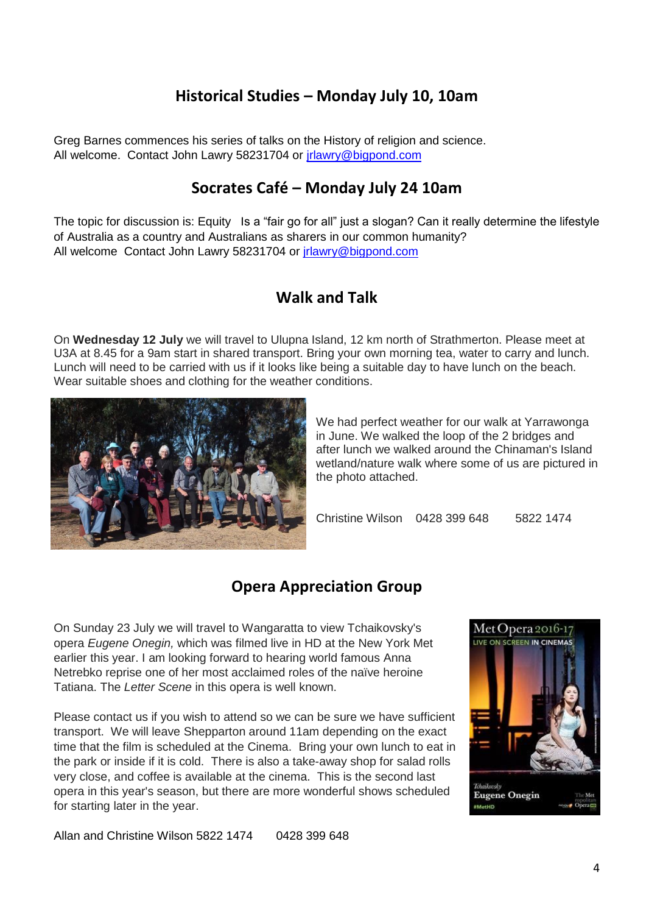## Historical Studies – Monday July 10, 10am

Greg Barnes commences his series of talks on the History of religion and science.
All welcome. Contact John Lawry 58231704 or jrlawry@bigpond.com

## Socrates Café – Monday July 24 10am

The topic for discussion is: Equity Is a "fair go for all" just a slogan? Can it really determine the lifestyle of Australia as a country and Australians as sharers in our common humanity?
All welcome Contact John Lawry 58231704 or jrlawry@bigpond.com

## Walk and Talk

On **Wednesday 12 July** we will travel to Ulupna Island, 12 km north of Strathmerton. Please meet at U3A at 8.45 for a 9am start in shared transport. Bring your own morning tea, water to carry and lunch. Lunch will need to be carried with us if it looks like being a suitable day to have lunch on the beach. Wear suitable shoes and clothing for the weather conditions.

We had perfect weather for our walk at Yarrawonga in June. We walked the loop of the 2 bridges and after lunch we walked around the Chinaman's Island wetland/nature walk where some of us are pictured in the photo attached.

Christine Wilson 0428 399 648 5822 1474

## Opera Appreciation Group

On Sunday 23 July we will travel to Wangaratta to view Tchaikovsky's opera *Eugene Onegin,* which was filmed live in HD at the New York Met earlier this year. I am looking forward to hearing world famous Anna Netrebko reprise one of her most acclaimed roles of the naïve heroine Tatiana. The *Letter Scene* in this opera is well known.

Please contact us if you wish to attend so we can be sure we have sufficient transport. We will leave Shepparton around 11am depending on the exact time that the film is scheduled at the Cinema. Bring your own lunch to eat in the park or inside if it is cold. There is also a take-away shop for salad rolls very close, and coffee is available at the cinema. This is the second last opera in this year's season, but there are more wonderful shows scheduled for starting later in the year.

Allan and Christine Wilson 5822 1474 0428 399 648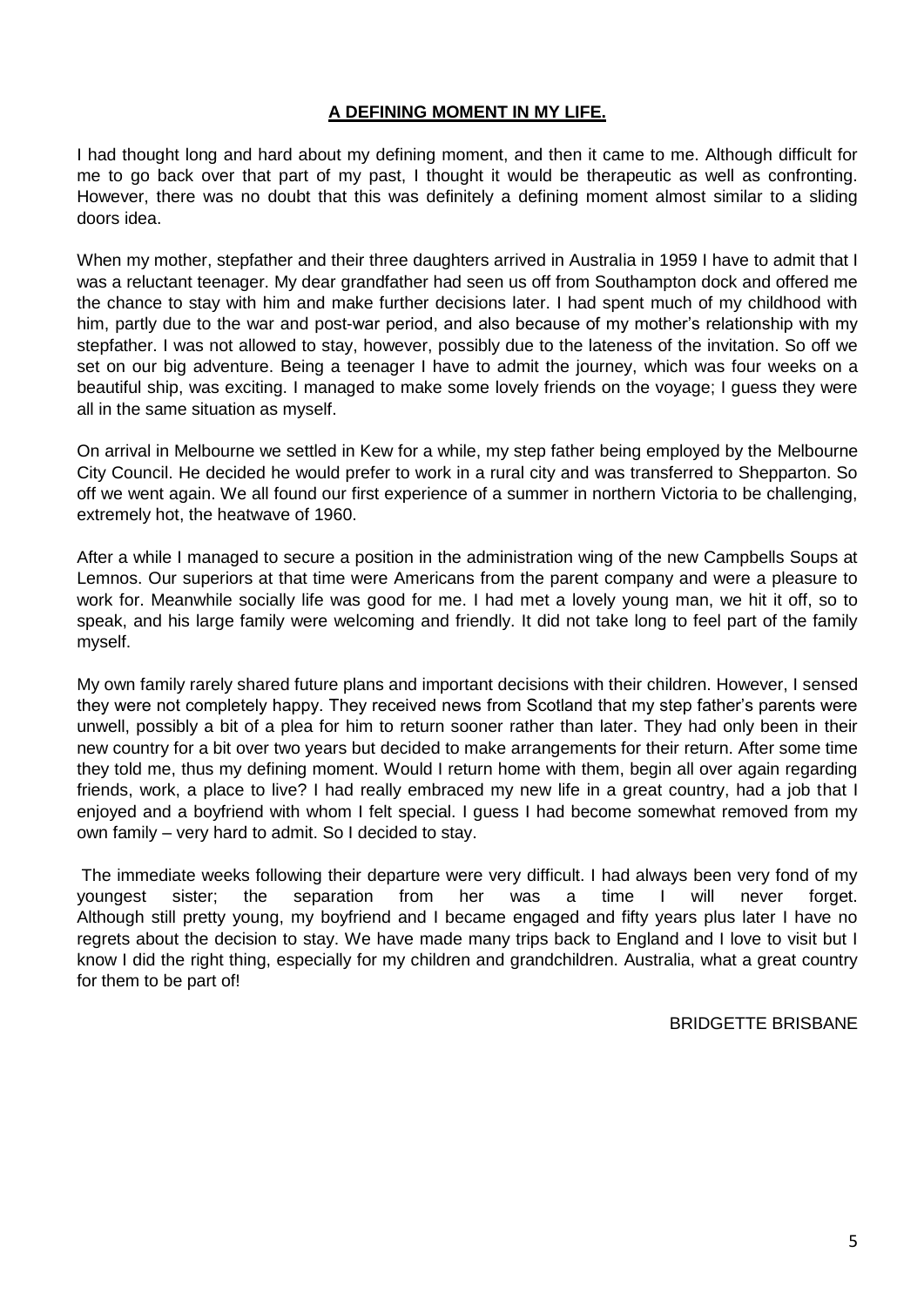## A DEFINING MOMENT IN MY LIFE.

I had thought long and hard about my defining moment, and then it came to me. Although difficult for me to go back over that part of my past, I thought it would be therapeutic as well as confronting. However, there was no doubt that this was definitely a defining moment almost similar to a sliding doors idea.

When my mother, stepfather and their three daughters arrived in Australia in 1959 I have to admit that I was a reluctant teenager. My dear grandfather had seen us off from Southampton dock and offered me the chance to stay with him and make further decisions later. I had spent much of my childhood with him, partly due to the war and post-war period, and also because of my mother's relationship with my stepfather. I was not allowed to stay, however, possibly due to the lateness of the invitation. So off we set on our big adventure. Being a teenager I have to admit the journey, which was four weeks on a beautiful ship, was exciting. I managed to make some lovely friends on the voyage; I guess they were all in the same situation as myself.

On arrival in Melbourne we settled in Kew for a while, my step father being employed by the Melbourne City Council. He decided he would prefer to work in a rural city and was transferred to Shepparton. So off we went again. We all found our first experience of a summer in northern Victoria to be challenging, extremely hot, the heatwave of 1960.

After a while I managed to secure a position in the administration wing of the new Campbells Soups at Lemnos. Our superiors at that time were Americans from the parent company and were a pleasure to work for. Meanwhile socially life was good for me. I had met a lovely young man, we hit it off, so to speak, and his large family were welcoming and friendly. It did not take long to feel part of the family myself.

My own family rarely shared future plans and important decisions with their children. However, I sensed they were not completely happy. They received news from Scotland that my step father's parents were unwell, possibly a bit of a plea for him to return sooner rather than later. They had only been in their new country for a bit over two years but decided to make arrangements for their return. After some time they told me, thus my defining moment. Would I return home with them, begin all over again regarding friends, work, a place to live? I had really embraced my new life in a great country, had a job that I enjoyed and a boyfriend with whom I felt special. I guess I had become somewhat removed from my own family – very hard to admit. So I decided to stay.

The immediate weeks following their departure were very difficult. I had always been very fond of my youngest sister; the separation from her was a time I will never forget. Although still pretty young, my boyfriend and I became engaged and fifty years plus later I have no regrets about the decision to stay. We have made many trips back to England and I love to visit but I know I did the right thing, especially for my children and grandchildren. Australia, what a great country for them to be part of!

BRIDGETTE BRISBANE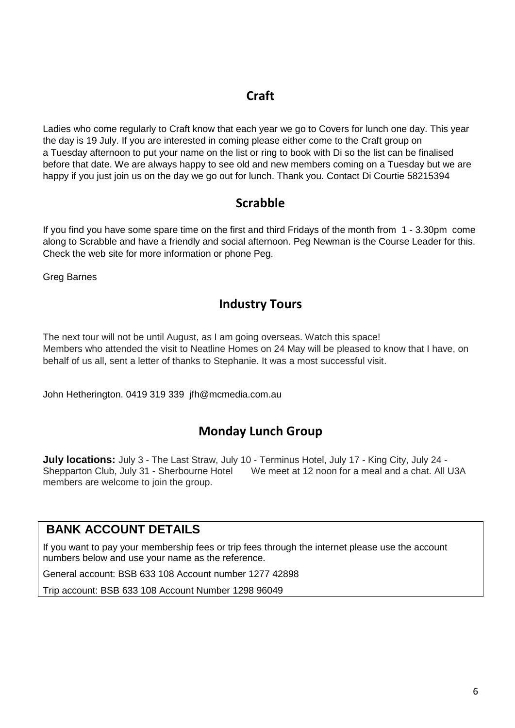## Craft

Ladies who come regularly to Craft know that each year we go to Covers for lunch one day. This year the day is 19 July. If you are interested in coming please either come to the Craft group on a Tuesday afternoon to put your name on the list or ring to book with Di so the list can be finalised before that date. We are always happy to see old and new members coming on a Tuesday but we are happy if you just join us on the day we go out for lunch. Thank you. Contact Di Courtie 58215394

## Scrabble

If you find you have some spare time on the first and third Fridays of the month from 1 - 3.30pm come along to Scrabble and have a friendly and social afternoon. Peg Newman is the Course Leader for this. Check the web site for more information or phone Peg.

Greg Barnes

## Industry Tours

The next tour will not be until August, as I am going overseas. Watch this space!
Members who attended the visit to Neatline Homes on 24 May will be pleased to know that I have, on behalf of us all, sent a letter of thanks to Stephanie. It was a most successful visit.

John Hetherington. 0419 319 339 jfh@mcmedia.com.au

## Monday Lunch Group

**July locations:** July 3 - The Last Straw, July 10 - Terminus Hotel, July 17 - King City, July 24 - Shepparton Club, July 31 - Sherbourne Hotel We meet at 12 noon for a meal and a chat. All U3A members are welcome to join the group.

## BANK ACCOUNT DETAILS

If you want to pay your membership fees or trip fees through the internet please use the account numbers below and use your name as the reference.

General account: BSB 633 108 Account number 1277 42898

Trip account: BSB 633 108 Account Number 1298 96049